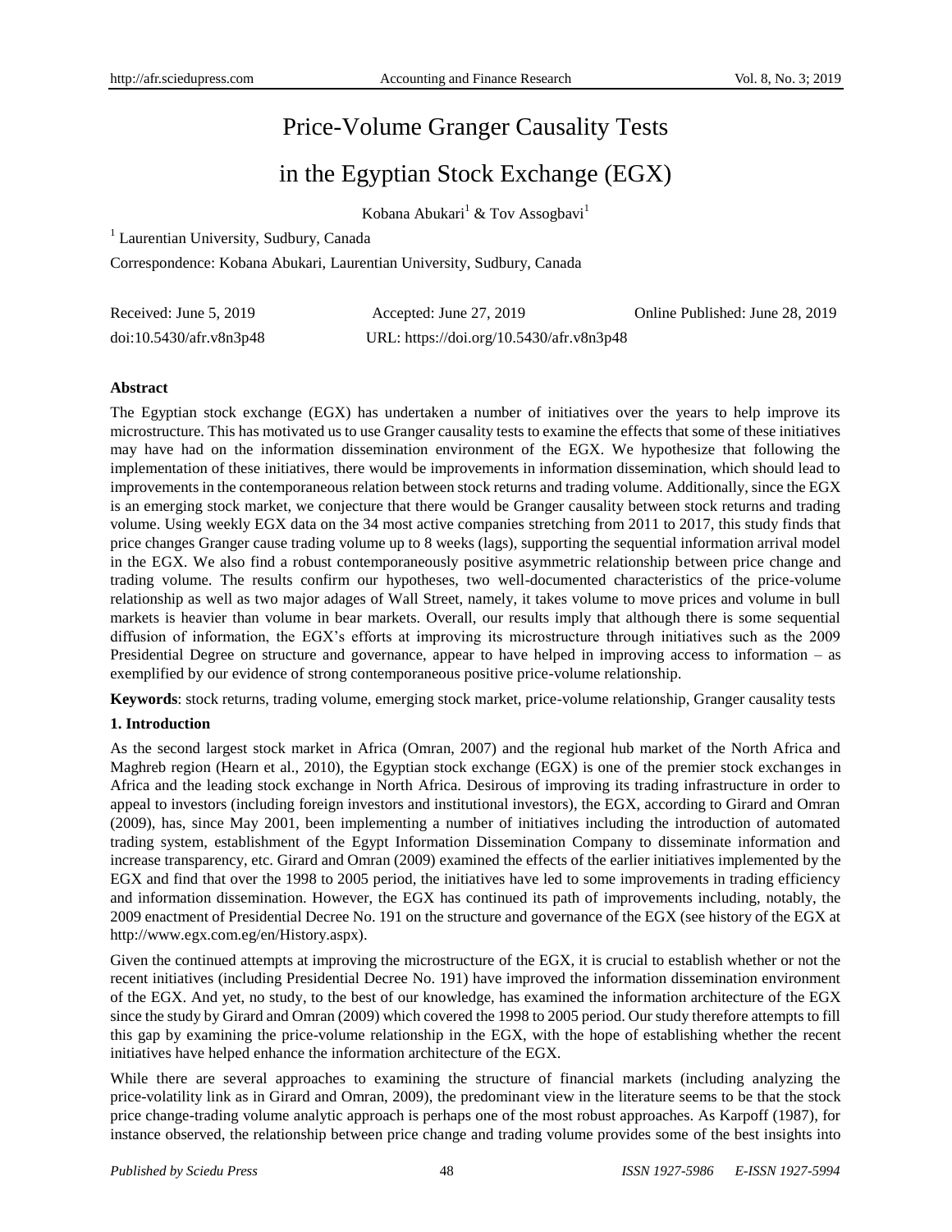# Price-Volume Granger Causality Tests in the Egyptian Stock Exchange (EGX)

Kobana Abukari[1] & Tov Assogbavi[1]

[1] Laurentian University, Sudbury, Canada

Correspondence: Kobana Abukari, Laurentian University, Sudbury, Canada

Received: June 5, 2019 Accepted: June 27, 2019 Online Published: June 28, 2019

doi:10.5430/afr.v8n3p48 URL: https://doi.org/10.5430/afr.v8n3p48

## Abstract

The Egyptian stock exchange (EGX) has undertaken a number of initiatives over the years to help improve its microstructure. This has motivated us to use Granger causality tests to examine the effects that some of these initiatives may have had on the information dissemination environment of the EGX. We hypothesize that following the implementation of these initiatives, there would be improvements in information dissemination, which should lead to improvements in the contemporaneous relation between stock returns and trading volume. Additionally, since the EGX is an emerging stock market, we conjecture that there would be Granger causality between stock returns and trading volume. Using weekly EGX data on the 34 most active companies stretching from 2011 to 2017, this study finds that price changes Granger cause trading volume up to 8 weeks (lags), supporting the sequential information arrival model in the EGX. We also find a robust contemporaneously positive asymmetric relationship between price change and trading volume. The results confirm our hypotheses, two well-documented characteristics of the price-volume relationship as well as two major adages of Wall Street, namely, it takes volume to move prices and volume in bull markets is heavier than volume in bear markets. Overall, our results imply that although there is some sequential diffusion of information, the EGX's efforts at improving its microstructure through initiatives such as the 2009 Presidential Degree on structure and governance, appear to have helped in improving access to information – as exemplified by our evidence of strong contemporaneous positive price-volume relationship.

**Keywords**: stock returns, trading volume, emerging stock market, price-volume relationship, Granger causality tests

## 1. Introduction

As the second largest stock market in Africa (Omran, 2007) and the regional hub market of the North Africa and Maghreb region (Hearn et al., 2010), the Egyptian stock exchange (EGX) is one of the premier stock exchanges in Africa and the leading stock exchange in North Africa. Desirous of improving its trading infrastructure in order to appeal to investors (including foreign investors and institutional investors), the EGX, according to Girard and Omran (2009), has, since May 2001, been implementing a number of initiatives including the introduction of automated trading system, establishment of the Egypt Information Dissemination Company to disseminate information and increase transparency, etc. Girard and Omran (2009) examined the effects of the earlier initiatives implemented by the EGX and find that over the 1998 to 2005 period, the initiatives have led to some improvements in trading efficiency and information dissemination. However, the EGX has continued its path of improvements including, notably, the 2009 enactment of Presidential Decree No. 191 on the structure and governance of the EGX (see history of the EGX at http://www.egx.com.eg/en/History.aspx).

Given the continued attempts at improving the microstructure of the EGX, it is crucial to establish whether or not the recent initiatives (including Presidential Decree No. 191) have improved the information dissemination environment of the EGX. And yet, no study, to the best of our knowledge, has examined the information architecture of the EGX since the study by Girard and Omran (2009) which covered the 1998 to 2005 period. Our study therefore attempts to fill this gap by examining the price-volume relationship in the EGX, with the hope of establishing whether the recent initiatives have helped enhance the information architecture of the EGX.

While there are several approaches to examining the structure of financial markets (including analyzing the price-volatility link as in Girard and Omran, 2009), the predominant view in the literature seems to be that the stock price change-trading volume analytic approach is perhaps one of the most robust approaches. As Karpoff (1987), for instance observed, the relationship between price change and trading volume provides some of the best insights into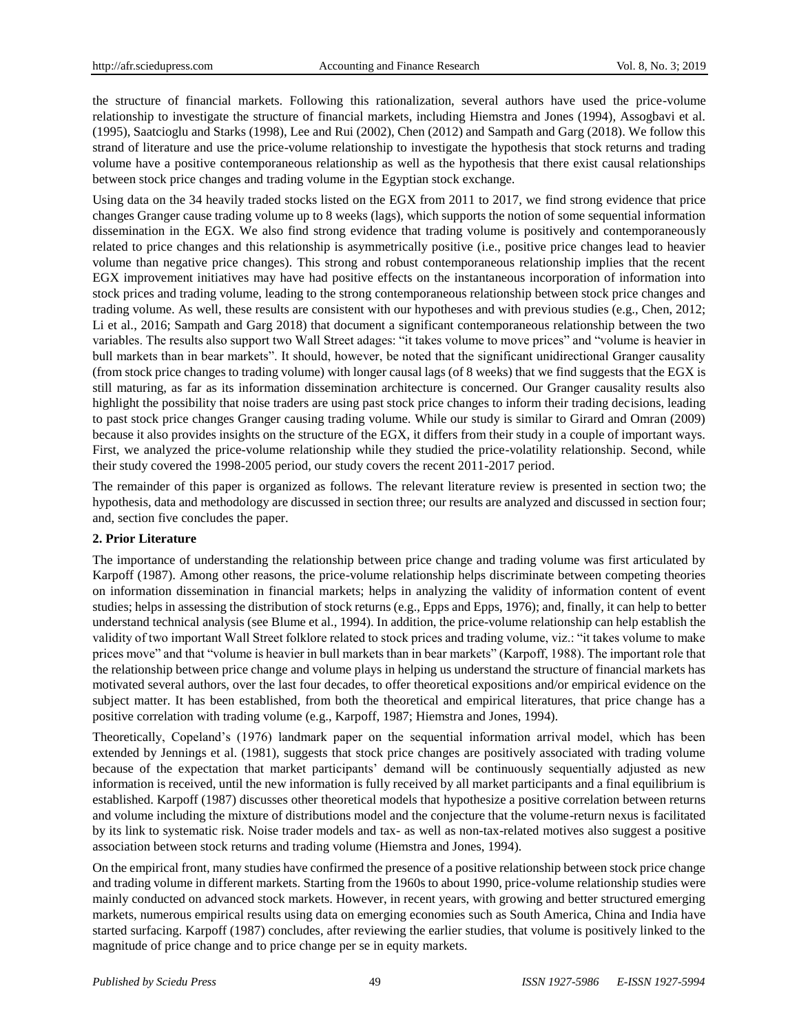the structure of financial markets. Following this rationalization, several authors have used the price-volume relationship to investigate the structure of financial markets, including Hiemstra and Jones (1994), Assogbavi et al. (1995), Saatcioglu and Starks (1998), Lee and Rui (2002), Chen (2012) and Sampath and Garg (2018). We follow this strand of literature and use the price-volume relationship to investigate the hypothesis that stock returns and trading volume have a positive contemporaneous relationship as well as the hypothesis that there exist causal relationships between stock price changes and trading volume in the Egyptian stock exchange.

Using data on the 34 heavily traded stocks listed on the EGX from 2011 to 2017, we find strong evidence that price changes Granger cause trading volume up to 8 weeks (lags), which supports the notion of some sequential information dissemination in the EGX. We also find strong evidence that trading volume is positively and contemporaneously related to price changes and this relationship is asymmetrically positive (i.e., positive price changes lead to heavier volume than negative price changes). This strong and robust contemporaneous relationship implies that the recent EGX improvement initiatives may have had positive effects on the instantaneous incorporation of information into stock prices and trading volume, leading to the strong contemporaneous relationship between stock price changes and trading volume. As well, these results are consistent with our hypotheses and with previous studies (e.g., Chen, 2012; Li et al., 2016; Sampath and Garg 2018) that document a significant contemporaneous relationship between the two variables. The results also support two Wall Street adages: "it takes volume to move prices" and "volume is heavier in bull markets than in bear markets". It should, however, be noted that the significant unidirectional Granger causality (from stock price changes to trading volume) with longer causal lags (of 8 weeks) that we find suggests that the EGX is still maturing, as far as its information dissemination architecture is concerned. Our Granger causality results also highlight the possibility that noise traders are using past stock price changes to inform their trading decisions, leading to past stock price changes Granger causing trading volume. While our study is similar to Girard and Omran (2009) because it also provides insights on the structure of the EGX, it differs from their study in a couple of important ways. First, we analyzed the price-volume relationship while they studied the price-volatility relationship. Second, while their study covered the 1998-2005 period, our study covers the recent 2011-2017 period.

The remainder of this paper is organized as follows. The relevant literature review is presented in section two; the hypothesis, data and methodology are discussed in section three; our results are analyzed and discussed in section four; and, section five concludes the paper.

## 2. Prior Literature

The importance of understanding the relationship between price change and trading volume was first articulated by Karpoff (1987). Among other reasons, the price-volume relationship helps discriminate between competing theories on information dissemination in financial markets; helps in analyzing the validity of information content of event studies; helps in assessing the distribution of stock returns (e.g., Epps and Epps, 1976); and, finally, it can help to better understand technical analysis (see Blume et al., 1994). In addition, the price-volume relationship can help establish the validity of two important Wall Street folklore related to stock prices and trading volume, viz.: "it takes volume to make prices move" and that "volume is heavier in bull markets than in bear markets" (Karpoff, 1988). The important role that the relationship between price change and volume plays in helping us understand the structure of financial markets has motivated several authors, over the last four decades, to offer theoretical expositions and/or empirical evidence on the subject matter. It has been established, from both the theoretical and empirical literatures, that price change has a positive correlation with trading volume (e.g., Karpoff, 1987; Hiemstra and Jones, 1994).

Theoretically, Copeland's (1976) landmark paper on the sequential information arrival model, which has been extended by Jennings et al. (1981), suggests that stock price changes are positively associated with trading volume because of the expectation that market participants' demand will be continuously sequentially adjusted as new information is received, until the new information is fully received by all market participants and a final equilibrium is established. Karpoff (1987) discusses other theoretical models that hypothesize a positive correlation between returns and volume including the mixture of distributions model and the conjecture that the volume-return nexus is facilitated by its link to systematic risk. Noise trader models and tax- as well as non-tax-related motives also suggest a positive association between stock returns and trading volume (Hiemstra and Jones, 1994).

On the empirical front, many studies have confirmed the presence of a positive relationship between stock price change and trading volume in different markets. Starting from the 1960s to about 1990, price-volume relationship studies were mainly conducted on advanced stock markets. However, in recent years, with growing and better structured emerging markets, numerous empirical results using data on emerging economies such as South America, China and India have started surfacing. Karpoff (1987) concludes, after reviewing the earlier studies, that volume is positively linked to the magnitude of price change and to price change per se in equity markets.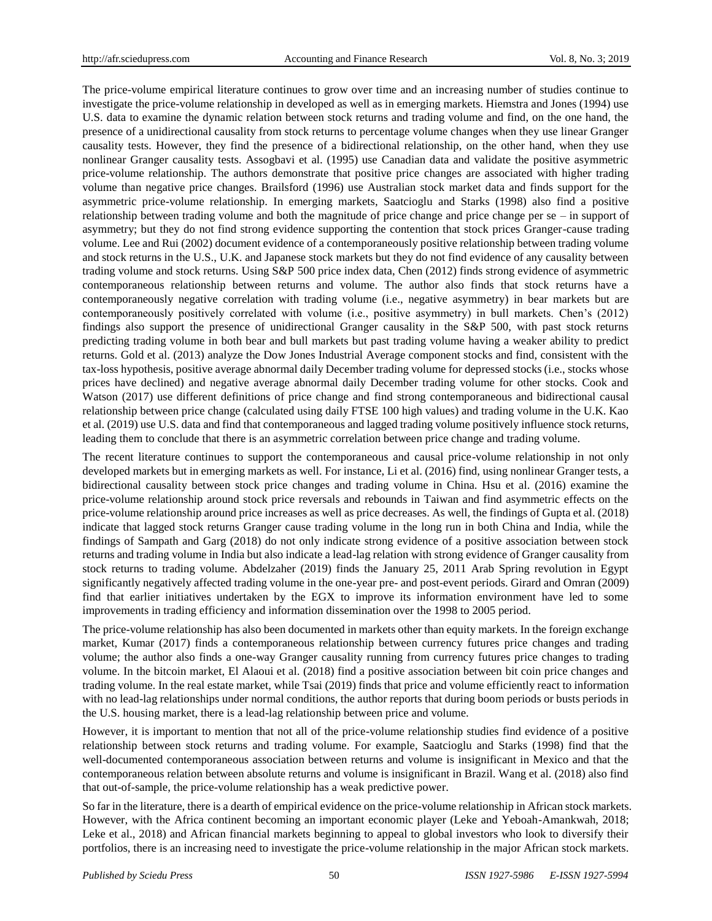The price-volume empirical literature continues to grow over time and an increasing number of studies continue to investigate the price-volume relationship in developed as well as in emerging markets. Hiemstra and Jones (1994) use U.S. data to examine the dynamic relation between stock returns and trading volume and find, on the one hand, the presence of a unidirectional causality from stock returns to percentage volume changes when they use linear Granger causality tests. However, they find the presence of a bidirectional relationship, on the other hand, when they use nonlinear Granger causality tests. Assogbavi et al. (1995) use Canadian data and validate the positive asymmetric price-volume relationship. The authors demonstrate that positive price changes are associated with higher trading volume than negative price changes. Brailsford (1996) use Australian stock market data and finds support for the asymmetric price-volume relationship. In emerging markets, Saatcioglu and Starks (1998) also find a positive relationship between trading volume and both the magnitude of price change and price change per se – in support of asymmetry; but they do not find strong evidence supporting the contention that stock prices Granger-cause trading volume. Lee and Rui (2002) document evidence of a contemporaneously positive relationship between trading volume and stock returns in the U.S., U.K. and Japanese stock markets but they do not find evidence of any causality between trading volume and stock returns. Using S&P 500 price index data, Chen (2012) finds strong evidence of asymmetric contemporaneous relationship between returns and volume. The author also finds that stock returns have a contemporaneously negative correlation with trading volume (i.e., negative asymmetry) in bear markets but are contemporaneously positively correlated with volume (i.e., positive asymmetry) in bull markets. Chen's (2012) findings also support the presence of unidirectional Granger causality in the S&P 500, with past stock returns predicting trading volume in both bear and bull markets but past trading volume having a weaker ability to predict returns. Gold et al. (2013) analyze the Dow Jones Industrial Average component stocks and find, consistent with the tax-loss hypothesis, positive average abnormal daily December trading volume for depressed stocks (i.e., stocks whose prices have declined) and negative average abnormal daily December trading volume for other stocks. Cook and Watson (2017) use different definitions of price change and find strong contemporaneous and bidirectional causal relationship between price change (calculated using daily FTSE 100 high values) and trading volume in the U.K. Kao et al. (2019) use U.S. data and find that contemporaneous and lagged trading volume positively influence stock returns, leading them to conclude that there is an asymmetric correlation between price change and trading volume.

The recent literature continues to support the contemporaneous and causal price-volume relationship in not only developed markets but in emerging markets as well. For instance, Li et al. (2016) find, using nonlinear Granger tests, a bidirectional causality between stock price changes and trading volume in China. Hsu et al. (2016) examine the price-volume relationship around stock price reversals and rebounds in Taiwan and find asymmetric effects on the price-volume relationship around price increases as well as price decreases. As well, the findings of Gupta et al. (2018) indicate that lagged stock returns Granger cause trading volume in the long run in both China and India, while the findings of Sampath and Garg (2018) do not only indicate strong evidence of a positive association between stock returns and trading volume in India but also indicate a lead-lag relation with strong evidence of Granger causality from stock returns to trading volume. Abdelzaher (2019) finds the January 25, 2011 Arab Spring revolution in Egypt significantly negatively affected trading volume in the one-year pre- and post-event periods. Girard and Omran (2009) find that earlier initiatives undertaken by the EGX to improve its information environment have led to some improvements in trading efficiency and information dissemination over the 1998 to 2005 period.

The price-volume relationship has also been documented in markets other than equity markets. In the foreign exchange market, Kumar (2017) finds a contemporaneous relationship between currency futures price changes and trading volume; the author also finds a one-way Granger causality running from currency futures price changes to trading volume. In the bitcoin market, El Alaoui et al. (2018) find a positive association between bit coin price changes and trading volume. In the real estate market, while Tsai (2019) finds that price and volume efficiently react to information with no lead-lag relationships under normal conditions, the author reports that during boom periods or busts periods in the U.S. housing market, there is a lead-lag relationship between price and volume.

However, it is important to mention that not all of the price-volume relationship studies find evidence of a positive relationship between stock returns and trading volume. For example, Saatcioglu and Starks (1998) find that the well-documented contemporaneous association between returns and volume is insignificant in Mexico and that the contemporaneous relation between absolute returns and volume is insignificant in Brazil. Wang et al. (2018) also find that out-of-sample, the price-volume relationship has a weak predictive power.

So far in the literature, there is a dearth of empirical evidence on the price-volume relationship in African stock markets. However, with the Africa continent becoming an important economic player (Leke and Yeboah-Amankwah, 2018; Leke et al., 2018) and African financial markets beginning to appeal to global investors who look to diversify their portfolios, there is an increasing need to investigate the price-volume relationship in the major African stock markets.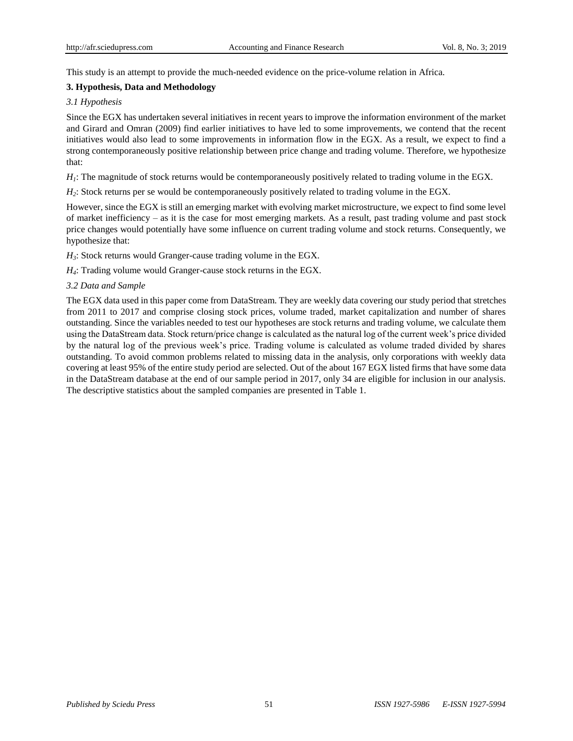This study is an attempt to provide the much-needed evidence on the price-volume relation in Africa.

## 3. Hypothesis, Data and Methodology

### *3.1 Hypothesis*

Since the EGX has undertaken several initiatives in recent years to improve the information environment of the market and Girard and Omran (2009) find earlier initiatives to have led to some improvements, we contend that the recent initiatives would also lead to some improvements in information flow in the EGX. As a result, we expect to find a strong contemporaneously positive relationship between price change and trading volume. Therefore, we hypothesize that:

$H_1$: The magnitude of stock returns would be contemporaneously positively related to trading volume in the EGX.

$H_2$: Stock returns per se would be contemporaneously positively related to trading volume in the EGX.

However, since the EGX is still an emerging market with evolving market microstructure, we expect to find some level of market inefficiency – as it is the case for most emerging markets. As a result, past trading volume and past stock price changes would potentially have some influence on current trading volume and stock returns. Consequently, we hypothesize that:

$H_3$: Stock returns would Granger-cause trading volume in the EGX.

$H_4$: Trading volume would Granger-cause stock returns in the EGX.

### *3.2 Data and Sample*

The EGX data used in this paper come from DataStream. They are weekly data covering our study period that stretches from 2011 to 2017 and comprise closing stock prices, volume traded, market capitalization and number of shares outstanding. Since the variables needed to test our hypotheses are stock returns and trading volume, we calculate them using the DataStream data. Stock return/price change is calculated as the natural log of the current week's price divided by the natural log of the previous week's price. Trading volume is calculated as volume traded divided by shares outstanding. To avoid common problems related to missing data in the analysis, only corporations with weekly data covering at least 95% of the entire study period are selected. Out of the about 167 EGX listed firms that have some data in the DataStream database at the end of our sample period in 2017, only 34 are eligible for inclusion in our analysis. The descriptive statistics about the sampled companies are presented in Table 1.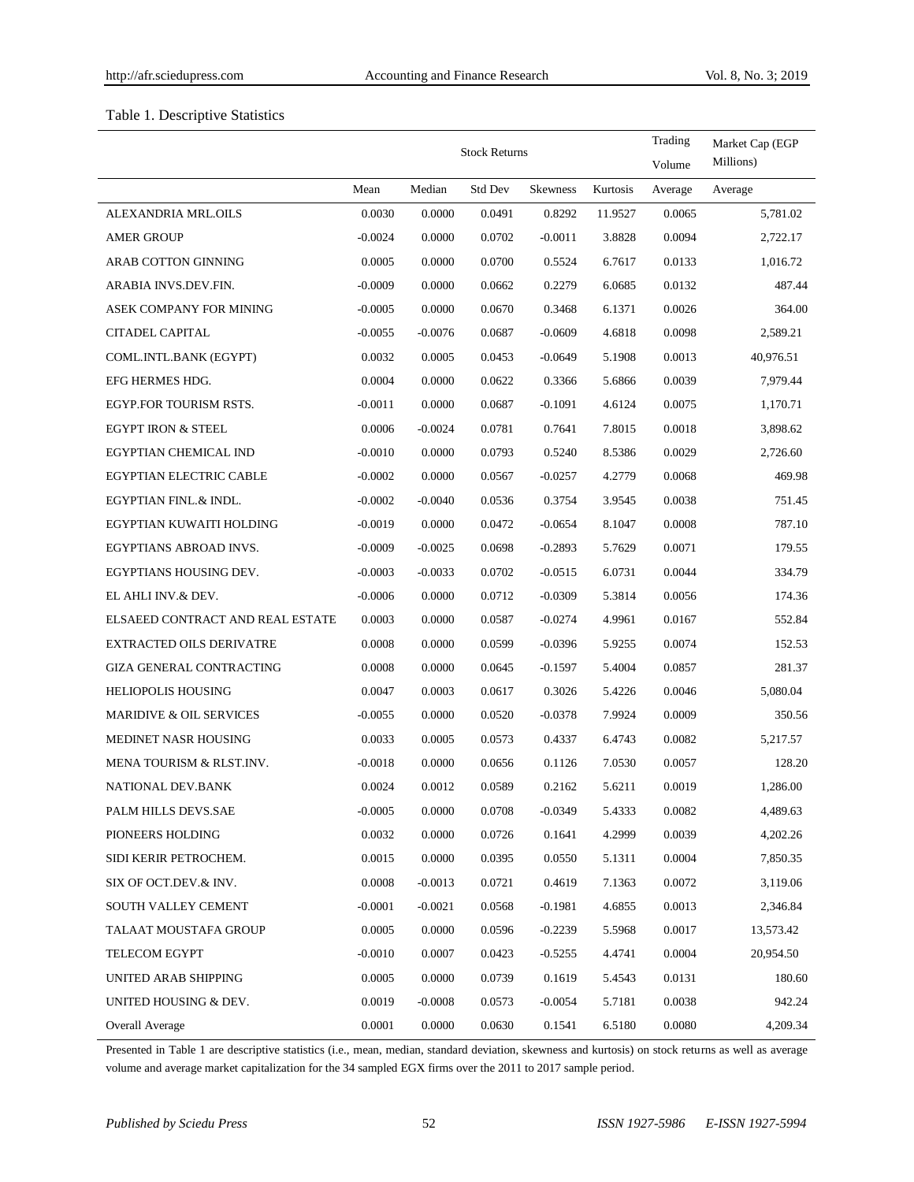Table 1. Descriptive Statistics

| | Stock Returns | | | | | Trading Volume | Market Cap (EGP Millions) |
|---|---|---|---|---|---|---|---|
| | Mean | Median | Std Dev | Skewness | Kurtosis | Average | Average |
| ALEXANDRIA MRL.OILS | 0.0030 | 0.0000 | 0.0491 | 0.8292 | 11.9527 | 0.0065 | 5,781.02 |
| AMER GROUP | -0.0024 | 0.0000 | 0.0702 | -0.0011 | 3.8828 | 0.0094 | 2,722.17 |
| ARAB COTTON GINNING | 0.0005 | 0.0000 | 0.0700 | 0.5524 | 6.7617 | 0.0133 | 1,016.72 |
| ARABIA INVS.DEV.FIN. | -0.0009 | 0.0000 | 0.0662 | 0.2279 | 6.0685 | 0.0132 | 487.44 |
| ASEK COMPANY FOR MINING | -0.0005 | 0.0000 | 0.0670 | 0.3468 | 6.1371 | 0.0026 | 364.00 |
| CITADEL CAPITAL | -0.0055 | -0.0076 | 0.0687 | -0.0609 | 4.6818 | 0.0098 | 2,589.21 |
| COML.INTL.BANK (EGYPT) | 0.0032 | 0.0005 | 0.0453 | -0.0649 | 5.1908 | 0.0013 | 40,976.51 |
| EFG HERMES HDG. | 0.0004 | 0.0000 | 0.0622 | 0.3366 | 5.6866 | 0.0039 | 7,979.44 |
| EGYP.FOR TOURISM RSTS. | -0.0011 | 0.0000 | 0.0687 | -0.1091 | 4.6124 | 0.0075 | 1,170.71 |
| EGYPT IRON & STEEL | 0.0006 | -0.0024 | 0.0781 | 0.7641 | 7.8015 | 0.0018 | 3,898.62 |
| EGYPTIAN CHEMICAL IND | -0.0010 | 0.0000 | 0.0793 | 0.5240 | 8.5386 | 0.0029 | 2,726.60 |
| EGYPTIAN ELECTRIC CABLE | -0.0002 | 0.0000 | 0.0567 | -0.0257 | 4.2779 | 0.0068 | 469.98 |
| EGYPTIAN FINL.& INDL. | -0.0002 | -0.0040 | 0.0536 | 0.3754 | 3.9545 | 0.0038 | 751.45 |
| EGYPTIAN KUWAITI HOLDING | -0.0019 | 0.0000 | 0.0472 | -0.0654 | 8.1047 | 0.0008 | 787.10 |
| EGYPTIANS ABROAD INVS. | -0.0009 | -0.0025 | 0.0698 | -0.2893 | 5.7629 | 0.0071 | 179.55 |
| EGYPTIANS HOUSING DEV. | -0.0003 | -0.0033 | 0.0702 | -0.0515 | 6.0731 | 0.0044 | 334.79 |
| EL AHLI INV.& DEV. | -0.0006 | 0.0000 | 0.0712 | -0.0309 | 5.3814 | 0.0056 | 174.36 |
| ELSAEED CONTRACT AND REAL ESTATE | 0.0003 | 0.0000 | 0.0587 | -0.0274 | 4.9961 | 0.0167 | 552.84 |
| EXTRACTED OILS DERIVATRE | 0.0008 | 0.0000 | 0.0599 | -0.0396 | 5.9255 | 0.0074 | 152.53 |
| GIZA GENERAL CONTRACTING | 0.0008 | 0.0000 | 0.0645 | -0.1597 | 5.4004 | 0.0857 | 281.37 |
| HELIOPOLIS HOUSING | 0.0047 | 0.0003 | 0.0617 | 0.3026 | 5.4226 | 0.0046 | 5,080.04 |
| MARIDIVE & OIL SERVICES | -0.0055 | 0.0000 | 0.0520 | -0.0378 | 7.9924 | 0.0009 | 350.56 |
| MEDINET NASR HOUSING | 0.0033 | 0.0005 | 0.0573 | 0.4337 | 6.4743 | 0.0082 | 5,217.57 |
| MENA TOURISM & RLST.INV. | -0.0018 | 0.0000 | 0.0656 | 0.1126 | 7.0530 | 0.0057 | 128.20 |
| NATIONAL DEV.BANK | 0.0024 | 0.0012 | 0.0589 | 0.2162 | 5.6211 | 0.0019 | 1,286.00 |
| PALM HILLS DEVS.SAE | -0.0005 | 0.0000 | 0.0708 | -0.0349 | 5.4333 | 0.0082 | 4,489.63 |
| PIONEERS HOLDING | 0.0032 | 0.0000 | 0.0726 | 0.1641 | 4.2999 | 0.0039 | 4,202.26 |
| SIDI KERIR PETROCHEM. | 0.0015 | 0.0000 | 0.0395 | 0.0550 | 5.1311 | 0.0004 | 7,850.35 |
| SIX OF OCT.DEV.& INV. | 0.0008 | -0.0013 | 0.0721 | 0.4619 | 7.1363 | 0.0072 | 3,119.06 |
| SOUTH VALLEY CEMENT | -0.0001 | -0.0021 | 0.0568 | -0.1981 | 4.6855 | 0.0013 | 2,346.84 |
| TALAAT MOUSTAFA GROUP | 0.0005 | 0.0000 | 0.0596 | -0.2239 | 5.5968 | 0.0017 | 13,573.42 |
| TELECOM EGYPT | -0.0010 | 0.0007 | 0.0423 | -0.5255 | 4.4741 | 0.0004 | 20,954.50 |
| UNITED ARAB SHIPPING | 0.0005 | 0.0000 | 0.0739 | 0.1619 | 5.4543 | 0.0131 | 180.60 |
| UNITED HOUSING & DEV. | 0.0019 | -0.0008 | 0.0573 | -0.0054 | 5.7181 | 0.0038 | 942.24 |
| Overall Average | 0.0001 | 0.0000 | 0.0630 | 0.1541 | 6.5180 | 0.0080 | 4,209.34 |

Presented in Table 1 are descriptive statistics (i.e., mean, median, standard deviation, skewness and kurtosis) on stock returns as well as average volume and average market capitalization for the 34 sampled EGX firms over the 2011 to 2017 sample period.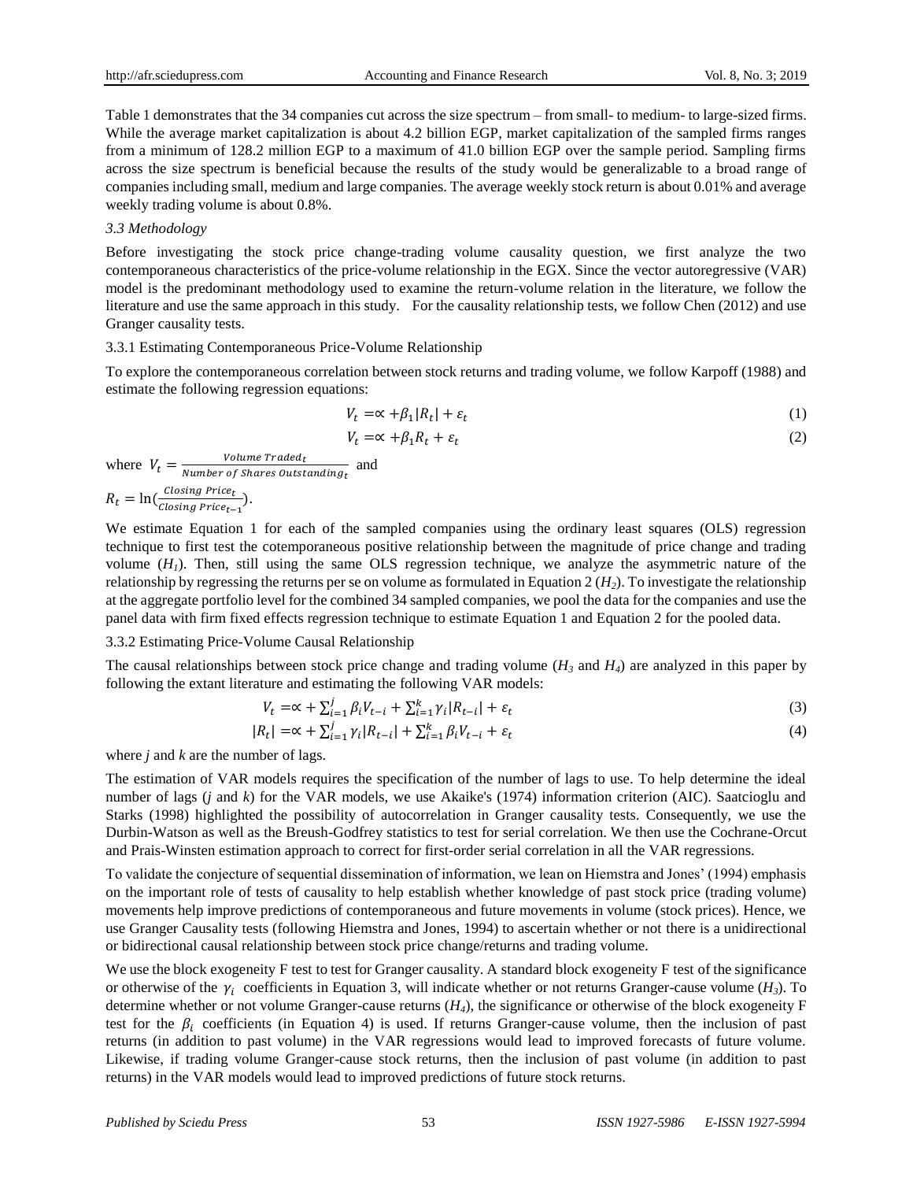Table 1 demonstrates that the 34 companies cut across the size spectrum – from small- to medium- to large-sized firms. While the average market capitalization is about 4.2 billion EGP, market capitalization of the sampled firms ranges from a minimum of 128.2 million EGP to a maximum of 41.0 billion EGP over the sample period. Sampling firms across the size spectrum is beneficial because the results of the study would be generalizable to a broad range of companies including small, medium and large companies. The average weekly stock return is about 0.01% and average weekly trading volume is about 0.8%.

### *3.3 Methodology*

Before investigating the stock price change-trading volume causality question, we first analyze the two contemporaneous characteristics of the price-volume relationship in the EGX. Since the vector autoregressive (VAR) model is the predominant methodology used to examine the return-volume relation in the literature, we follow the literature and use the same approach in this study. For the causality relationship tests, we follow Chen (2012) and use Granger causality tests.

#### 3.3.1 Estimating Contemporaneous Price-Volume Relationship

To explore the contemporaneous correlation between stock returns and trading volume, we follow Karpoff (1988) and estimate the following regression equations:

$$V_t = \propto + \beta_1 |R_t| + \varepsilon_t \tag{1}$$

$$V_t = \propto + \beta_1 R_t + \varepsilon_t \tag{2}$$

where $V_t = \frac{Volume\ Traded_t}{Number\ of\ Shares\ Outstanding_t}$ and

$R_t = \ln(\frac{Closing\ Price_t}{Closing\ Price_{t-1}})$.

We estimate Equation 1 for each of the sampled companies using the ordinary least squares (OLS) regression technique to first test the cotemporaneous positive relationship between the magnitude of price change and trading volume ($H_1$). Then, still using the same OLS regression technique, we analyze the asymmetric nature of the relationship by regressing the returns per se on volume as formulated in Equation 2 ($H_2$). To investigate the relationship at the aggregate portfolio level for the combined 34 sampled companies, we pool the data for the companies and use the panel data with firm fixed effects regression technique to estimate Equation 1 and Equation 2 for the pooled data.

#### 3.3.2 Estimating Price-Volume Causal Relationship

The causal relationships between stock price change and trading volume ($H_3$ and $H_4$) are analyzed in this paper by following the extant literature and estimating the following VAR models:

$$V_t = \propto + \sum_{i=1}^{j} \beta_i V_{t-i} + \sum_{i=1}^{k} \gamma_i |R_{t-i}| + \varepsilon_t \tag{3}$$

$$|R_t| = \propto + \sum_{i=1}^{j} \gamma_i |R_{t-i}| + \sum_{i=1}^{k} \beta_i V_{t-i} + \varepsilon_t \tag{4}$$

where *j* and *k* are the number of lags.

The estimation of VAR models requires the specification of the number of lags to use. To help determine the ideal number of lags (*j* and *k*) for the VAR models, we use Akaike's (1974) information criterion (AIC). Saatcioglu and Starks (1998) highlighted the possibility of autocorrelation in Granger causality tests. Consequently, we use the Durbin-Watson as well as the Breush-Godfrey statistics to test for serial correlation. We then use the Cochrane-Orcut and Prais-Winsten estimation approach to correct for first-order serial correlation in all the VAR regressions.

To validate the conjecture of sequential dissemination of information, we lean on Hiemstra and Jones' (1994) emphasis on the important role of tests of causality to help establish whether knowledge of past stock price (trading volume) movements help improve predictions of contemporaneous and future movements in volume (stock prices). Hence, we use Granger Causality tests (following Hiemstra and Jones, 1994) to ascertain whether or not there is a unidirectional or bidirectional causal relationship between stock price change/returns and trading volume.

We use the block exogeneity F test to test for Granger causality. A standard block exogeneity F test of the significance or otherwise of the $\gamma_i$ coefficients in Equation 3, will indicate whether or not returns Granger-cause volume ($H_3$). To determine whether or not volume Granger-cause returns ($H_4$), the significance or otherwise of the block exogeneity F test for the $\beta_i$ coefficients (in Equation 4) is used. If returns Granger-cause volume, then the inclusion of past returns (in addition to past volume) in the VAR regressions would lead to improved forecasts of future volume. Likewise, if trading volume Granger-cause stock returns, then the inclusion of past volume (in addition to past returns) in the VAR models would lead to improved predictions of future stock returns.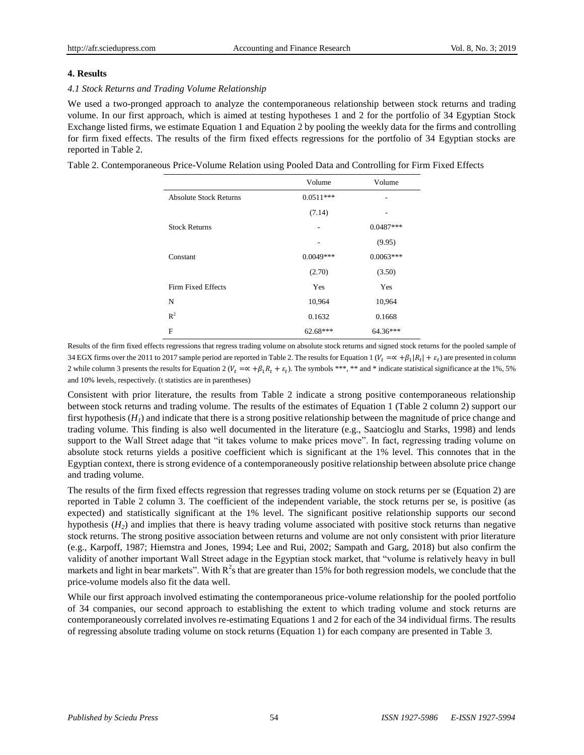## 4. Results

### *4.1 Stock Returns and Trading Volume Relationship*

We used a two-pronged approach to analyze the contemporaneous relationship between stock returns and trading volume. In our first approach, which is aimed at testing hypotheses 1 and 2 for the portfolio of 34 Egyptian Stock Exchange listed firms, we estimate Equation 1 and Equation 2 by pooling the weekly data for the firms and controlling for firm fixed effects. The results of the firm fixed effects regressions for the portfolio of 34 Egyptian stocks are reported in Table 2.

Table 2. Contemporaneous Price-Volume Relation using Pooled Data and Controlling for Firm Fixed Effects

| | Volume | Volume |
|---|---|---|
| Absolute Stock Returns | 0.0511*** | - |
| | (7.14) | - |
| Stock Returns | - | 0.0487*** |
| | - | (9.95) |
| Constant | 0.0049*** | 0.0063*** |
| | (2.70) | (3.50) |
| Firm Fixed Effects | Yes | Yes |
| N | 10,964 | 10,964 |
| $R^2$ | 0.1632 | 0.1668 |
| F | 62.68*** | 64.36*** |

Results of the firm fixed effects regressions that regress trading volume on absolute stock returns and signed stock returns for the pooled sample of 34 EGX firms over the 2011 to 2017 sample period are reported in Table 2. The results for Equation 1 ($V_t = \propto + \beta_1 |R_t| + \varepsilon_t$) are presented in column 2 while column 3 presents the results for Equation 2 ($V_t = \propto + \beta_1 R_t + \varepsilon_t$). The symbols ***, ** and * indicate statistical significance at the 1%, 5% and 10% levels, respectively. (t statistics are in parentheses)

Consistent with prior literature, the results from Table 2 indicate a strong positive contemporaneous relationship between stock returns and trading volume. The results of the estimates of Equation 1 (Table 2 column 2) support our first hypothesis ($H_1$) and indicate that there is a strong positive relationship between the magnitude of price change and trading volume. This finding is also well documented in the literature (e.g., Saatcioglu and Starks, 1998) and lends support to the Wall Street adage that "it takes volume to make prices move". In fact, regressing trading volume on absolute stock returns yields a positive coefficient which is significant at the 1% level. This connotes that in the Egyptian context, there is strong evidence of a contemporaneously positive relationship between absolute price change and trading volume.

The results of the firm fixed effects regression that regresses trading volume on stock returns per se (Equation 2) are reported in Table 2 column 3. The coefficient of the independent variable, the stock returns per se, is positive (as expected) and statistically significant at the 1% level. The significant positive relationship supports our second hypothesis ($H_2$) and implies that there is heavy trading volume associated with positive stock returns than negative stock returns. The strong positive association between returns and volume are not only consistent with prior literature (e.g., Karpoff, 1987; Hiemstra and Jones, 1994; Lee and Rui, 2002; Sampath and Garg, 2018) but also confirm the validity of another important Wall Street adage in the Egyptian stock market, that "volume is relatively heavy in bull markets and light in bear markets". With $R^2$s that are greater than 15% for both regression models, we conclude that the price-volume models also fit the data well.

While our first approach involved estimating the contemporaneous price-volume relationship for the pooled portfolio of 34 companies, our second approach to establishing the extent to which trading volume and stock returns are contemporaneously correlated involves re-estimating Equations 1 and 2 for each of the 34 individual firms. The results of regressing absolute trading volume on stock returns (Equation 1) for each company are presented in Table 3.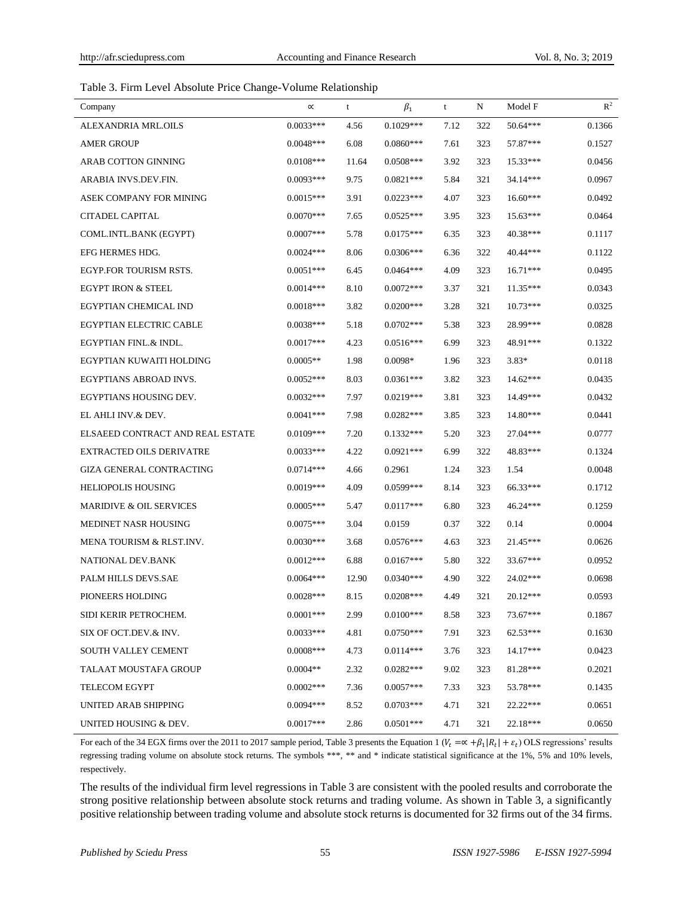Table 3. Firm Level Absolute Price Change-Volume Relationship

| Company | $\propto$ | t | $\beta_1$ | t | N | Model F | $R^2$ |
|---|---|---|---|---|---|---|---|
| ALEXANDRIA MRL.OILS | 0.0033*** | 4.56 | 0.1029*** | 7.12 | 322 | 50.64*** | 0.1366 |
| AMER GROUP | 0.0048*** | 6.08 | 0.0860*** | 7.61 | 323 | 57.87*** | 0.1527 |
| ARAB COTTON GINNING | 0.0108*** | 11.64 | 0.0508*** | 3.92 | 323 | 15.33*** | 0.0456 |
| ARABIA INVS.DEV.FIN. | 0.0093*** | 9.75 | 0.0821*** | 5.84 | 321 | 34.14*** | 0.0967 |
| ASEK COMPANY FOR MINING | 0.0015*** | 3.91 | 0.0223*** | 4.07 | 323 | 16.60*** | 0.0492 |
| CITADEL CAPITAL | 0.0070*** | 7.65 | 0.0525*** | 3.95 | 323 | 15.63*** | 0.0464 |
| COML.INTL.BANK (EGYPT) | 0.0007*** | 5.78 | 0.0175*** | 6.35 | 323 | 40.38*** | 0.1117 |
| EFG HERMES HDG. | 0.0024*** | 8.06 | 0.0306*** | 6.36 | 322 | 40.44*** | 0.1122 |
| EGYP.FOR TOURISM RSTS. | 0.0051*** | 6.45 | 0.0464*** | 4.09 | 323 | 16.71*** | 0.0495 |
| EGYPT IRON & STEEL | 0.0014*** | 8.10 | 0.0072*** | 3.37 | 321 | 11.35*** | 0.0343 |
| EGYPTIAN CHEMICAL IND | 0.0018*** | 3.82 | 0.0200*** | 3.28 | 321 | 10.73*** | 0.0325 |
| EGYPTIAN ELECTRIC CABLE | 0.0038*** | 5.18 | 0.0702*** | 5.38 | 323 | 28.99*** | 0.0828 |
| EGYPTIAN FINL.& INDL. | 0.0017*** | 4.23 | 0.0516*** | 6.99 | 323 | 48.91*** | 0.1322 |
| EGYPTIAN KUWAITI HOLDING | 0.0005** | 1.98 | 0.0098* | 1.96 | 323 | 3.83* | 0.0118 |
| EGYPTIANS ABROAD INVS. | 0.0052*** | 8.03 | 0.0361*** | 3.82 | 323 | 14.62*** | 0.0435 |
| EGYPTIANS HOUSING DEV. | 0.0032*** | 7.97 | 0.0219*** | 3.81 | 323 | 14.49*** | 0.0432 |
| EL AHLI INV.& DEV. | 0.0041*** | 7.98 | 0.0282*** | 3.85 | 323 | 14.80*** | 0.0441 |
| ELSAEED CONTRACT AND REAL ESTATE | 0.0109*** | 7.20 | 0.1332*** | 5.20 | 323 | 27.04*** | 0.0777 |
| EXTRACTED OILS DERIVATRE | 0.0033*** | 4.22 | 0.0921*** | 6.99 | 322 | 48.83*** | 0.1324 |
| GIZA GENERAL CONTRACTING | 0.0714*** | 4.66 | 0.2961 | 1.24 | 323 | 1.54 | 0.0048 |
| HELIOPOLIS HOUSING | 0.0019*** | 4.09 | 0.0599*** | 8.14 | 323 | 66.33*** | 0.1712 |
| MARIDIVE & OIL SERVICES | 0.0005*** | 5.47 | 0.0117*** | 6.80 | 323 | 46.24*** | 0.1259 |
| MEDINET NASR HOUSING | 0.0075*** | 3.04 | 0.0159 | 0.37 | 322 | 0.14 | 0.0004 |
| MENA TOURISM & RLST.INV. | 0.0030*** | 3.68 | 0.0576*** | 4.63 | 323 | 21.45*** | 0.0626 |
| NATIONAL DEV.BANK | 0.0012*** | 6.88 | 0.0167*** | 5.80 | 322 | 33.67*** | 0.0952 |
| PALM HILLS DEVS.SAE | 0.0064*** | 12.90 | 0.0340*** | 4.90 | 322 | 24.02*** | 0.0698 |
| PIONEERS HOLDING | 0.0028*** | 8.15 | 0.0208*** | 4.49 | 321 | 20.12*** | 0.0593 |
| SIDI KERIR PETROCHEM. | 0.0001*** | 2.99 | 0.0100*** | 8.58 | 323 | 73.67*** | 0.1867 |
| SIX OF OCT.DEV.& INV. | 0.0033*** | 4.81 | 0.0750*** | 7.91 | 323 | 62.53*** | 0.1630 |
| SOUTH VALLEY CEMENT | 0.0008*** | 4.73 | 0.0114*** | 3.76 | 323 | 14.17*** | 0.0423 |
| TALAAT MOUSTAFA GROUP | 0.0004** | 2.32 | 0.0282*** | 9.02 | 323 | 81.28*** | 0.2021 |
| TELECOM EGYPT | 0.0002*** | 7.36 | 0.0057*** | 7.33 | 323 | 53.78*** | 0.1435 |
| UNITED ARAB SHIPPING | 0.0094*** | 8.52 | 0.0703*** | 4.71 | 321 | 22.22*** | 0.0651 |
| UNITED HOUSING & DEV. | 0.0017*** | 2.86 | 0.0501*** | 4.71 | 321 | 22.18*** | 0.0650 |

For each of the 34 EGX firms over the 2011 to 2017 sample period, Table 3 presents the Equation 1 ($V_t = \propto + \beta_1 |R_t| + \varepsilon_t$) OLS regressions' results regressing trading volume on absolute stock returns. The symbols ***, ** and * indicate statistical significance at the 1%, 5% and 10% levels, respectively.

The results of the individual firm level regressions in Table 3 are consistent with the pooled results and corroborate the strong positive relationship between absolute stock returns and trading volume. As shown in Table 3, a significantly positive relationship between trading volume and absolute stock returns is documented for 32 firms out of the 34 firms.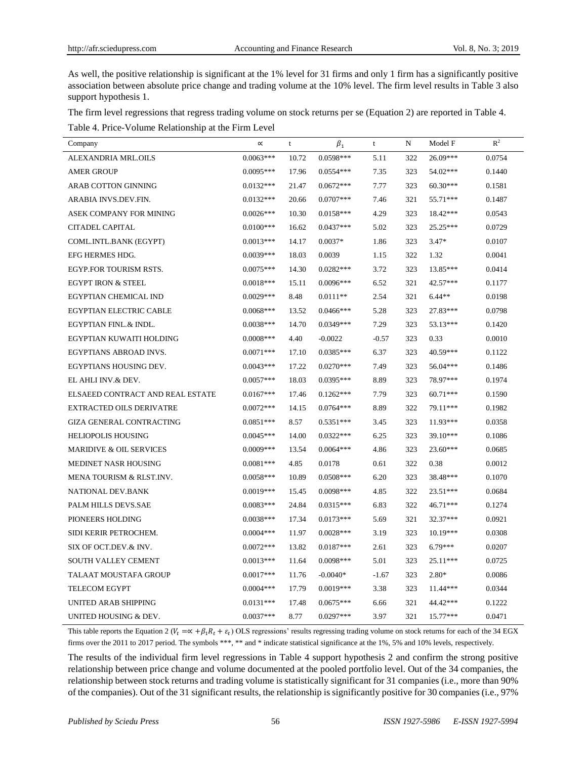As well, the positive relationship is significant at the 1% level for 31 firms and only 1 firm has a significantly positive association between absolute price change and trading volume at the 10% level. The firm level results in Table 3 also support hypothesis 1.

The firm level regressions that regress trading volume on stock returns per se (Equation 2) are reported in Table 4.

Table 4. Price-Volume Relationship at the Firm Level

| Company | $\propto$ | t | $\beta_1$ | t | N | Model F | $R^2$ |
|---|---|---|---|---|---|---|---|
| ALEXANDRIA MRL.OILS | 0.0063*** | 10.72 | 0.0598*** | 5.11 | 322 | 26.09*** | 0.0754 |
| AMER GROUP | 0.0095*** | 17.96 | 0.0554*** | 7.35 | 323 | 54.02*** | 0.1440 |
| ARAB COTTON GINNING | 0.0132*** | 21.47 | 0.0672*** | 7.77 | 323 | 60.30*** | 0.1581 |
| ARABIA INVS.DEV.FIN. | 0.0132*** | 20.66 | 0.0707*** | 7.46 | 321 | 55.71*** | 0.1487 |
| ASEK COMPANY FOR MINING | 0.0026*** | 10.30 | 0.0158*** | 4.29 | 323 | 18.42*** | 0.0543 |
| CITADEL CAPITAL | 0.0100*** | 16.62 | 0.0437*** | 5.02 | 323 | 25.25*** | 0.0729 |
| COML.INTL.BANK (EGYPT) | 0.0013*** | 14.17 | 0.0037* | 1.86 | 323 | 3.47* | 0.0107 |
| EFG HERMES HDG. | 0.0039*** | 18.03 | 0.0039 | 1.15 | 322 | 1.32 | 0.0041 |
| EGYP.FOR TOURISM RSTS. | 0.0075*** | 14.30 | 0.0282*** | 3.72 | 323 | 13.85*** | 0.0414 |
| EGYPT IRON & STEEL | 0.0018*** | 15.11 | 0.0096*** | 6.52 | 321 | 42.57*** | 0.1177 |
| EGYPTIAN CHEMICAL IND | 0.0029*** | 8.48 | 0.0111** | 2.54 | 321 | 6.44** | 0.0198 |
| EGYPTIAN ELECTRIC CABLE | 0.0068*** | 13.52 | 0.0466*** | 5.28 | 323 | 27.83*** | 0.0798 |
| EGYPTIAN FINL.& INDL. | 0.0038*** | 14.70 | 0.0349*** | 7.29 | 323 | 53.13*** | 0.1420 |
| EGYPTIAN KUWAITI HOLDING | 0.0008*** | 4.40 | -0.0022 | -0.57 | 323 | 0.33 | 0.0010 |
| EGYPTIANS ABROAD INVS. | 0.0071*** | 17.10 | 0.0385*** | 6.37 | 323 | 40.59*** | 0.1122 |
| EGYPTIANS HOUSING DEV. | 0.0043*** | 17.22 | 0.0270*** | 7.49 | 323 | 56.04*** | 0.1486 |
| EL AHLI INV.& DEV. | 0.0057*** | 18.03 | 0.0395*** | 8.89 | 323 | 78.97*** | 0.1974 |
| ELSAEED CONTRACT AND REAL ESTATE | 0.0167*** | 17.46 | 0.1262*** | 7.79 | 323 | 60.71*** | 0.1590 |
| EXTRACTED OILS DERIVATRE | 0.0072*** | 14.15 | 0.0764*** | 8.89 | 322 | 79.11*** | 0.1982 |
| GIZA GENERAL CONTRACTING | 0.0851*** | 8.57 | 0.5351*** | 3.45 | 323 | 11.93*** | 0.0358 |
| HELIOPOLIS HOUSING | 0.0045*** | 14.00 | 0.0322*** | 6.25 | 323 | 39.10*** | 0.1086 |
| MARIDIVE & OIL SERVICES | 0.0009*** | 13.54 | 0.0064*** | 4.86 | 323 | 23.60*** | 0.0685 |
| MEDINET NASR HOUSING | 0.0081*** | 4.85 | 0.0178 | 0.61 | 322 | 0.38 | 0.0012 |
| MENA TOURISM & RLST.INV. | 0.0058*** | 10.89 | 0.0508*** | 6.20 | 323 | 38.48*** | 0.1070 |
| NATIONAL DEV.BANK | 0.0019*** | 15.45 | 0.0098*** | 4.85 | 322 | 23.51*** | 0.0684 |
| PALM HILLS DEVS.SAE | 0.0083*** | 24.84 | 0.0315*** | 6.83 | 322 | 46.71*** | 0.1274 |
| PIONEERS HOLDING | 0.0038*** | 17.34 | 0.0173*** | 5.69 | 321 | 32.37*** | 0.0921 |
| SIDI KERIR PETROCHEM. | 0.0004*** | 11.97 | 0.0028*** | 3.19 | 323 | 10.19*** | 0.0308 |
| SIX OF OCT.DEV.& INV. | 0.0072*** | 13.82 | 0.0187*** | 2.61 | 323 | 6.79*** | 0.0207 |
| SOUTH VALLEY CEMENT | 0.0013*** | 11.64 | 0.0098*** | 5.01 | 323 | 25.11*** | 0.0725 |
| TALAAT MOUSTAFA GROUP | 0.0017*** | 11.76 | -0.0040* | -1.67 | 323 | 2.80* | 0.0086 |
| TELECOM EGYPT | 0.0004*** | 17.79 | 0.0019*** | 3.38 | 323 | 11.44*** | 0.0344 |
| UNITED ARAB SHIPPING | 0.0131*** | 17.48 | 0.0675*** | 6.66 | 321 | 44.42*** | 0.1222 |
| UNITED HOUSING & DEV. | 0.0037*** | 8.77 | 0.0297*** | 3.97 | 321 | 15.77*** | 0.0471 |

This table reports the Equation 2 ($V_t = \propto + \beta_1 R_t + \varepsilon_t$) OLS regressions' results regressing trading volume on stock returns for each of the 34 EGX firms over the 2011 to 2017 period. The symbols ***, ** and * indicate statistical significance at the 1%, 5% and 10% levels, respectively.

The results of the individual firm level regressions in Table 4 support hypothesis 2 and confirm the strong positive relationship between price change and volume documented at the pooled portfolio level. Out of the 34 companies, the relationship between stock returns and trading volume is statistically significant for 31 companies (i.e., more than 90% of the companies). Out of the 31 significant results, the relationship is significantly positive for 30 companies (i.e., 97%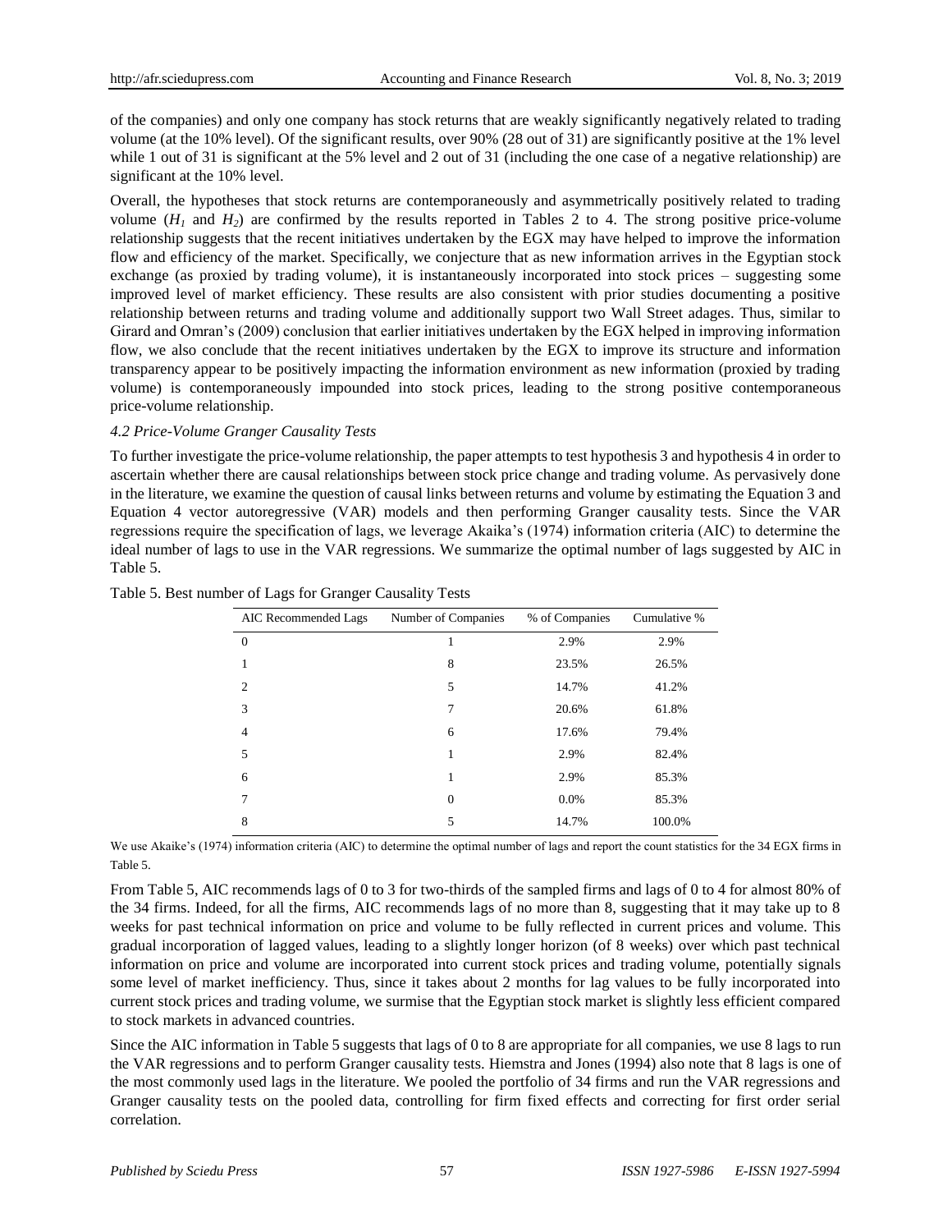of the companies) and only one company has stock returns that are weakly significantly negatively related to trading volume (at the 10% level). Of the significant results, over 90% (28 out of 31) are significantly positive at the 1% level while 1 out of 31 is significant at the 5% level and 2 out of 31 (including the one case of a negative relationship) are significant at the 10% level.

Overall, the hypotheses that stock returns are contemporaneously and asymmetrically positively related to trading volume ($H_1$ and $H_2$) are confirmed by the results reported in Tables 2 to 4. The strong positive price-volume relationship suggests that the recent initiatives undertaken by the EGX may have helped to improve the information flow and efficiency of the market. Specifically, we conjecture that as new information arrives in the Egyptian stock exchange (as proxied by trading volume), it is instantaneously incorporated into stock prices – suggesting some improved level of market efficiency. These results are also consistent with prior studies documenting a positive relationship between returns and trading volume and additionally support two Wall Street adages. Thus, similar to Girard and Omran's (2009) conclusion that earlier initiatives undertaken by the EGX helped in improving information flow, we also conclude that the recent initiatives undertaken by the EGX to improve its structure and information transparency appear to be positively impacting the information environment as new information (proxied by trading volume) is contemporaneously impounded into stock prices, leading to the strong positive contemporaneous price-volume relationship.

### *4.2 Price-Volume Granger Causality Tests*

To further investigate the price-volume relationship, the paper attempts to test hypothesis 3 and hypothesis 4 in order to ascertain whether there are causal relationships between stock price change and trading volume. As pervasively done in the literature, we examine the question of causal links between returns and volume by estimating the Equation 3 and Equation 4 vector autoregressive (VAR) models and then performing Granger causality tests. Since the VAR regressions require the specification of lags, we leverage Akaika's (1974) information criteria (AIC) to determine the ideal number of lags to use in the VAR regressions. We summarize the optimal number of lags suggested by AIC in Table 5.

Table 5. Best number of Lags for Granger Causality Tests

| AIC Recommended Lags | Number of Companies | % of Companies | Cumulative % |
|---|---|---|---|
| 0 | 1 | 2.9% | 2.9% |
| 1 | 8 | 23.5% | 26.5% |
| 2 | 5 | 14.7% | 41.2% |
| 3 | 7 | 20.6% | 61.8% |
| 4 | 6 | 17.6% | 79.4% |
| 5 | 1 | 2.9% | 82.4% |
| 6 | 1 | 2.9% | 85.3% |
| 7 | 0 | 0.0% | 85.3% |
| 8 | 5 | 14.7% | 100.0% |

We use Akaike's (1974) information criteria (AIC) to determine the optimal number of lags and report the count statistics for the 34 EGX firms in Table 5.

From Table 5, AIC recommends lags of 0 to 3 for two-thirds of the sampled firms and lags of 0 to 4 for almost 80% of the 34 firms. Indeed, for all the firms, AIC recommends lags of no more than 8, suggesting that it may take up to 8 weeks for past technical information on price and volume to be fully reflected in current prices and volume. This gradual incorporation of lagged values, leading to a slightly longer horizon (of 8 weeks) over which past technical information on price and volume are incorporated into current stock prices and trading volume, potentially signals some level of market inefficiency. Thus, since it takes about 2 months for lag values to be fully incorporated into current stock prices and trading volume, we surmise that the Egyptian stock market is slightly less efficient compared to stock markets in advanced countries.

Since the AIC information in Table 5 suggests that lags of 0 to 8 are appropriate for all companies, we use 8 lags to run the VAR regressions and to perform Granger causality tests. Hiemstra and Jones (1994) also note that 8 lags is one of the most commonly used lags in the literature. We pooled the portfolio of 34 firms and run the VAR regressions and Granger causality tests on the pooled data, controlling for firm fixed effects and correcting for first order serial correlation.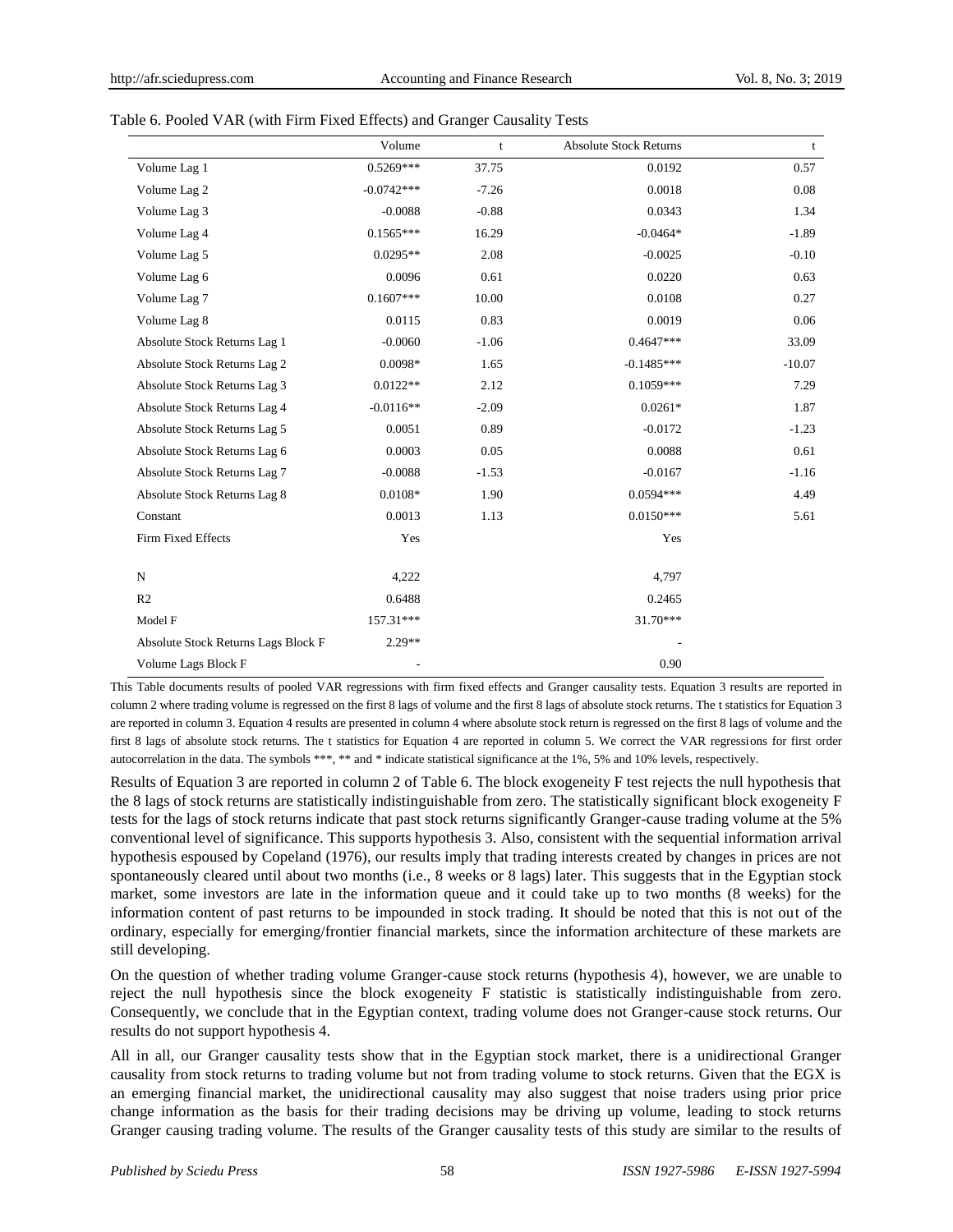Table 6. Pooled VAR (with Firm Fixed Effects) and Granger Causality Tests

| | Volume | t | Absolute Stock Returns | t |
|---|---|---|---|---|
| Volume Lag 1 | 0.5269*** | 37.75 | 0.0192 | 0.57 |
| Volume Lag 2 | -0.0742*** | -7.26 | 0.0018 | 0.08 |
| Volume Lag 3 | -0.0088 | -0.88 | 0.0343 | 1.34 |
| Volume Lag 4 | 0.1565*** | 16.29 | -0.0464* | -1.89 |
| Volume Lag 5 | 0.0295** | 2.08 | -0.0025 | -0.10 |
| Volume Lag 6 | 0.0096 | 0.61 | 0.0220 | 0.63 |
| Volume Lag 7 | 0.1607*** | 10.00 | 0.0108 | 0.27 |
| Volume Lag 8 | 0.0115 | 0.83 | 0.0019 | 0.06 |
| Absolute Stock Returns Lag 1 | -0.0060 | -1.06 | 0.4647*** | 33.09 |
| Absolute Stock Returns Lag 2 | 0.0098* | 1.65 | -0.1485*** | -10.07 |
| Absolute Stock Returns Lag 3 | 0.0122** | 2.12 | 0.1059*** | 7.29 |
| Absolute Stock Returns Lag 4 | -0.0116** | -2.09 | 0.0261* | 1.87 |
| Absolute Stock Returns Lag 5 | 0.0051 | 0.89 | -0.0172 | -1.23 |
| Absolute Stock Returns Lag 6 | 0.0003 | 0.05 | 0.0088 | 0.61 |
| Absolute Stock Returns Lag 7 | -0.0088 | -1.53 | -0.0167 | -1.16 |
| Absolute Stock Returns Lag 8 | 0.0108* | 1.90 | 0.0594*** | 4.49 |
| Constant | 0.0013 | 1.13 | 0.0150*** | 5.61 |
| Firm Fixed Effects | Yes | | Yes | |
| N | 4,222 | | 4,797 | |
| R2 | 0.6488 | | 0.2465 | |
| Model F | 157.31*** | | 31.70*** | |
| Absolute Stock Returns Lags Block F | 2.29** | | - | |
| Volume Lags Block F | - | | 0.90 | |

This Table documents results of pooled VAR regressions with firm fixed effects and Granger causality tests. Equation 3 results are reported in column 2 where trading volume is regressed on the first 8 lags of volume and the first 8 lags of absolute stock returns. The t statistics for Equation 3 are reported in column 3. Equation 4 results are presented in column 4 where absolute stock return is regressed on the first 8 lags of volume and the first 8 lags of absolute stock returns. The t statistics for Equation 4 are reported in column 5. We correct the VAR regressions for first order autocorrelation in the data. The symbols ***, ** and * indicate statistical significance at the 1%, 5% and 10% levels, respectively.

Results of Equation 3 are reported in column 2 of Table 6. The block exogeneity F test rejects the null hypothesis that the 8 lags of stock returns are statistically indistinguishable from zero. The statistically significant block exogeneity F tests for the lags of stock returns indicate that past stock returns significantly Granger-cause trading volume at the 5% conventional level of significance. This supports hypothesis 3. Also, consistent with the sequential information arrival hypothesis espoused by Copeland (1976), our results imply that trading interests created by changes in prices are not spontaneously cleared until about two months (i.e., 8 weeks or 8 lags) later. This suggests that in the Egyptian stock market, some investors are late in the information queue and it could take up to two months (8 weeks) for the information content of past returns to be impounded in stock trading. It should be noted that this is not out of the ordinary, especially for emerging/frontier financial markets, since the information architecture of these markets are still developing.

On the question of whether trading volume Granger-cause stock returns (hypothesis 4), however, we are unable to reject the null hypothesis since the block exogeneity F statistic is statistically indistinguishable from zero. Consequently, we conclude that in the Egyptian context, trading volume does not Granger-cause stock returns. Our results do not support hypothesis 4.

All in all, our Granger causality tests show that in the Egyptian stock market, there is a unidirectional Granger causality from stock returns to trading volume but not from trading volume to stock returns. Given that the EGX is an emerging financial market, the unidirectional causality may also suggest that noise traders using prior price change information as the basis for their trading decisions may be driving up volume, leading to stock returns Granger causing trading volume. The results of the Granger causality tests of this study are similar to the results of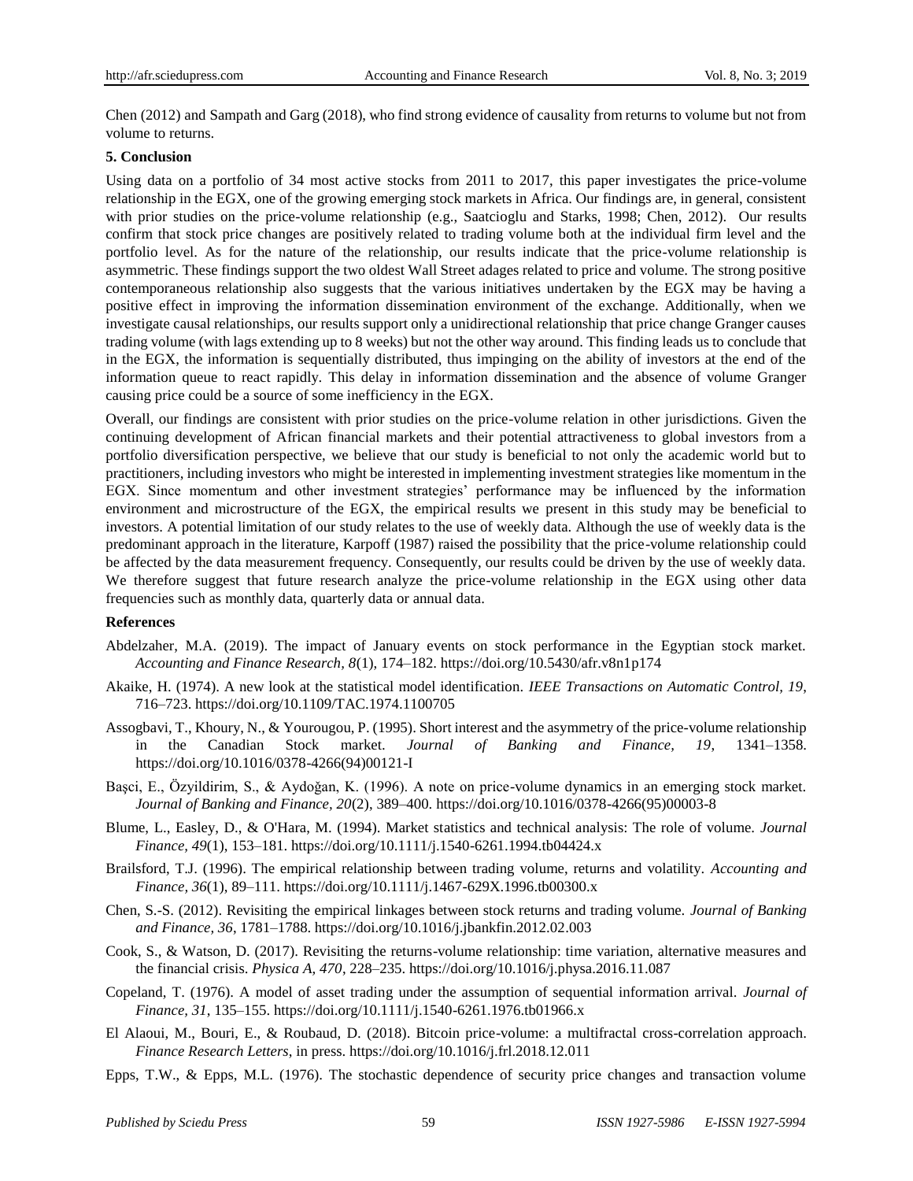Chen (2012) and Sampath and Garg (2018), who find strong evidence of causality from returns to volume but not from volume to returns.

## 5. Conclusion

Using data on a portfolio of 34 most active stocks from 2011 to 2017, this paper investigates the price-volume relationship in the EGX, one of the growing emerging stock markets in Africa. Our findings are, in general, consistent with prior studies on the price-volume relationship (e.g., Saatcioglu and Starks, 1998; Chen, 2012). Our results confirm that stock price changes are positively related to trading volume both at the individual firm level and the portfolio level. As for the nature of the relationship, our results indicate that the price-volume relationship is asymmetric. These findings support the two oldest Wall Street adages related to price and volume. The strong positive contemporaneous relationship also suggests that the various initiatives undertaken by the EGX may be having a positive effect in improving the information dissemination environment of the exchange. Additionally, when we investigate causal relationships, our results support only a unidirectional relationship that price change Granger causes trading volume (with lags extending up to 8 weeks) but not the other way around. This finding leads us to conclude that in the EGX, the information is sequentially distributed, thus impinging on the ability of investors at the end of the information queue to react rapidly. This delay in information dissemination and the absence of volume Granger causing price could be a source of some inefficiency in the EGX.

Overall, our findings are consistent with prior studies on the price-volume relation in other jurisdictions. Given the continuing development of African financial markets and their potential attractiveness to global investors from a portfolio diversification perspective, we believe that our study is beneficial to not only the academic world but to practitioners, including investors who might be interested in implementing investment strategies like momentum in the EGX. Since momentum and other investment strategies' performance may be influenced by the information environment and microstructure of the EGX, the empirical results we present in this study may be beneficial to investors. A potential limitation of our study relates to the use of weekly data. Although the use of weekly data is the predominant approach in the literature, Karpoff (1987) raised the possibility that the price-volume relationship could be affected by the data measurement frequency. Consequently, our results could be driven by the use of weekly data. We therefore suggest that future research analyze the price-volume relationship in the EGX using other data frequencies such as monthly data, quarterly data or annual data.

## References

Abdelzaher, M.A. (2019). The impact of January events on stock performance in the Egyptian stock market. *Accounting and Finance Research, 8*(1), 174–182. https://doi.org/10.5430/afr.v8n1p174

Akaike, H. (1974). A new look at the statistical model identification. *IEEE Transactions on Automatic Control, 19*, 716–723. https://doi.org/10.1109/TAC.1974.1100705

Assogbavi, T., Khoury, N., & Yourougou, P. (1995). Short interest and the asymmetry of the price-volume relationship in the Canadian Stock market. *Journal of Banking and Finance, 19*, 1341–1358. https://doi.org/10.1016/0378-4266(94)00121-I

Başci, E., Özyildirim, S., & Aydoğan, K. (1996). A note on price-volume dynamics in an emerging stock market. *Journal of Banking and Finance, 20*(2), 389–400. https://doi.org/10.1016/0378-4266(95)00003-8

Blume, L., Easley, D., & O'Hara, M. (1994). Market statistics and technical analysis: The role of volume. *Journal Finance, 49*(1), 153–181. https://doi.org/10.1111/j.1540-6261.1994.tb04424.x

Brailsford, T.J. (1996). The empirical relationship between trading volume, returns and volatility. *Accounting and Finance, 36*(1), 89–111. https://doi.org/10.1111/j.1467-629X.1996.tb00300.x

Chen, S.-S. (2012). Revisiting the empirical linkages between stock returns and trading volume. *Journal of Banking and Finance, 36*, 1781–1788. https://doi.org/10.1016/j.jbankfin.2012.02.003

Cook, S., & Watson, D. (2017). Revisiting the returns-volume relationship: time variation, alternative measures and the financial crisis. *Physica A, 470*, 228–235. https://doi.org/10.1016/j.physa.2016.11.087

Copeland, T. (1976). A model of asset trading under the assumption of sequential information arrival. *Journal of Finance, 31*, 135–155. https://doi.org/10.1111/j.1540-6261.1976.tb01966.x

El Alaoui, M., Bouri, E., & Roubaud, D. (2018). Bitcoin price-volume: a multifractal cross-correlation approach. *Finance Research Letters*, in press. https://doi.org/10.1016/j.frl.2018.12.011

Epps, T.W., & Epps, M.L. (1976). The stochastic dependence of security price changes and transaction volume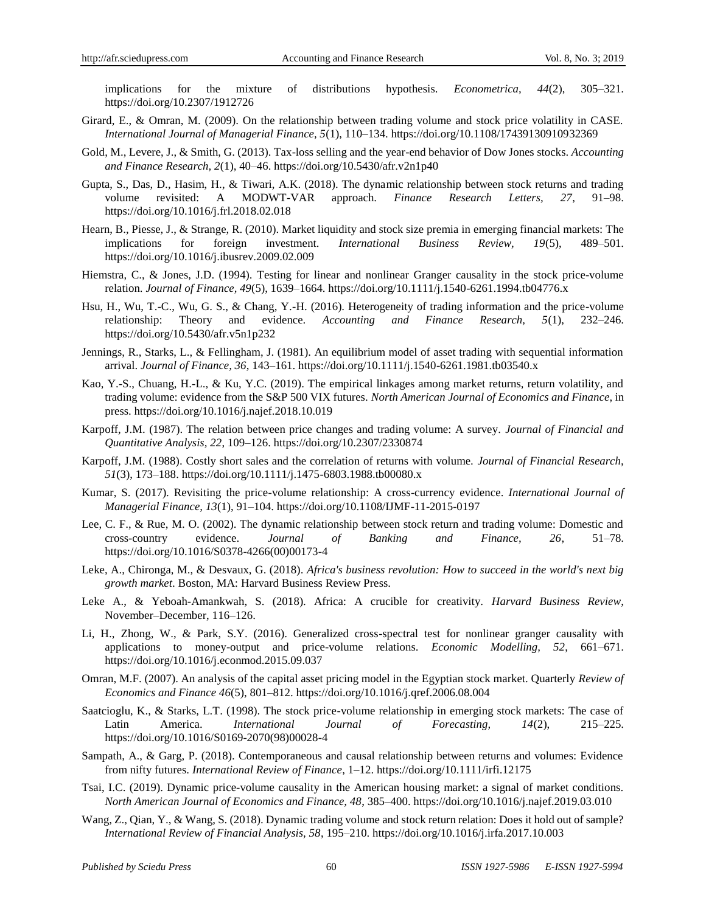implications for the mixture of distributions hypothesis. *Econometrica, 44*(2), 305–321. https://doi.org/10.2307/1912726

Girard, E., & Omran, M. (2009). On the relationship between trading volume and stock price volatility in CASE. *International Journal of Managerial Finance, 5*(1), 110–134. https://doi.org/10.1108/17439130910932369

Gold, M., Levere, J., & Smith, G. (2013). Tax-loss selling and the year-end behavior of Dow Jones stocks. *Accounting and Finance Research, 2*(1), 40–46. https://doi.org/10.5430/afr.v2n1p40

Gupta, S., Das, D., Hasim, H., & Tiwari, A.K. (2018). The dynamic relationship between stock returns and trading volume revisited: A MODWT-VAR approach. *Finance Research Letters, 27*, 91–98. https://doi.org/10.1016/j.frl.2018.02.018

Hearn, B., Piesse, J., & Strange, R. (2010). Market liquidity and stock size premia in emerging financial markets: The implications for foreign investment. *International Business Review, 19*(5), 489–501. https://doi.org/10.1016/j.ibusrev.2009.02.009

Hiemstra, C., & Jones, J.D. (1994). Testing for linear and nonlinear Granger causality in the stock price-volume relation. *Journal of Finance, 49*(5), 1639–1664. https://doi.org/10.1111/j.1540-6261.1994.tb04776.x

Hsu, H., Wu, T.-C., Wu, G. S., & Chang, Y.-H. (2016). Heterogeneity of trading information and the price-volume relationship: Theory and evidence. *Accounting and Finance Research, 5*(1), 232–246. https://doi.org/10.5430/afr.v5n1p232

Jennings, R., Starks, L., & Fellingham, J. (1981). An equilibrium model of asset trading with sequential information arrival. *Journal of Finance, 36*, 143–161. https://doi.org/10.1111/j.1540-6261.1981.tb03540.x

Kao, Y.-S., Chuang, H.-L., & Ku, Y.C. (2019). The empirical linkages among market returns, return volatility, and trading volume: evidence from the S&P 500 VIX futures. *North American Journal of Economics and Finance*, in press. https://doi.org/10.1016/j.najef.2018.10.019

Karpoff, J.M. (1987). The relation between price changes and trading volume: A survey. *Journal of Financial and Quantitative Analysis, 22*, 109–126. https://doi.org/10.2307/2330874

Karpoff, J.M. (1988). Costly short sales and the correlation of returns with volume. *Journal of Financial Research, 51*(3), 173–188. https://doi.org/10.1111/j.1475-6803.1988.tb00080.x

Kumar, S. (2017). Revisiting the price-volume relationship: A cross-currency evidence. *International Journal of Managerial Finance, 13*(1), 91–104. https://doi.org/10.1108/IJMF-11-2015-0197

Lee, C. F., & Rue, M. O. (2002). The dynamic relationship between stock return and trading volume: Domestic and cross-country evidence. *Journal of Banking and Finance, 26*, 51–78. https://doi.org/10.1016/S0378-4266(00)00173-4

Leke, A., Chironga, M., & Desvaux, G. (2018). *Africa's business revolution: How to succeed in the world's next big growth market.* Boston, MA: Harvard Business Review Press.

Leke A., & Yeboah-Amankwah, S. (2018). Africa: A crucible for creativity. *Harvard Business Review*, November–December, 116–126.

Li, H., Zhong, W., & Park, S.Y. (2016). Generalized cross-spectral test for nonlinear granger causality with applications to money-output and price-volume relations. *Economic Modelling, 52*, 661–671. https://doi.org/10.1016/j.econmod.2015.09.037

Omran, M.F. (2007). An analysis of the capital asset pricing model in the Egyptian stock market. Quarterly *Review of Economics and Finance 46*(5), 801–812. https://doi.org/10.1016/j.qref.2006.08.004

Saatcioglu, K., & Starks, L.T. (1998). The stock price-volume relationship in emerging stock markets: The case of Latin America. *International Journal of Forecasting, 14*(2), 215–225. https://doi.org/10.1016/S0169-2070(98)00028-4

Sampath, A., & Garg, P. (2018). Contemporaneous and causal relationship between returns and volumes: Evidence from nifty futures. *International Review of Finance*, 1–12. https://doi.org/10.1111/irfi.12175

Tsai, I.C. (2019). Dynamic price-volume causality in the American housing market: a signal of market conditions. *North American Journal of Economics and Finance, 48*, 385–400. https://doi.org/10.1016/j.najef.2019.03.010

Wang, Z., Qian, Y., & Wang, S. (2018). Dynamic trading volume and stock return relation: Does it hold out of sample? *International Review of Financial Analysis, 58*, 195–210. https://doi.org/10.1016/j.irfa.2017.10.003